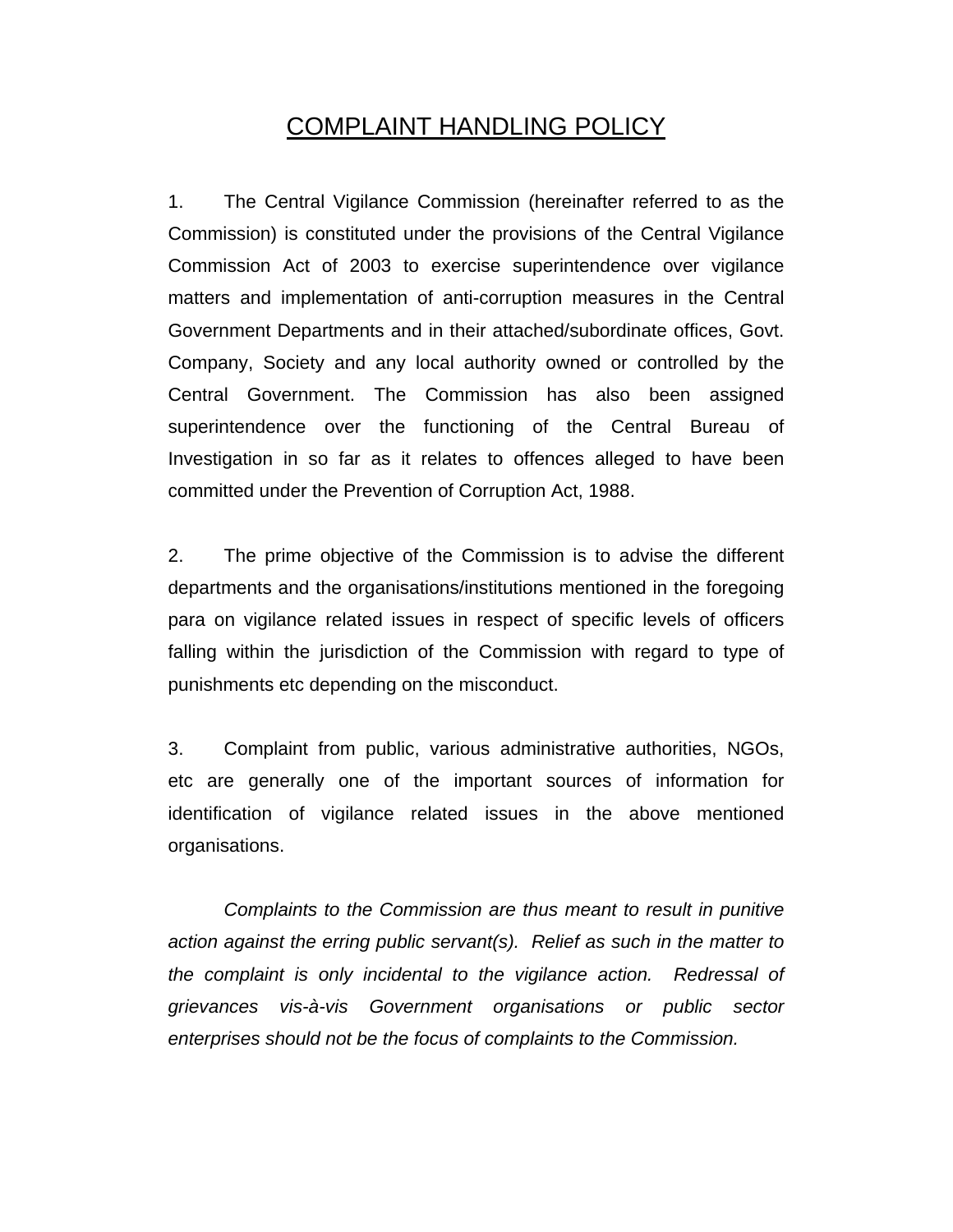# COMPLAINT HANDLING POLICY

1. The Central Vigilance Commission (hereinafter referred to as the Commission) is constituted under the provisions of the Central Vigilance Commission Act of 2003 to exercise superintendence over vigilance matters and implementation of anti-corruption measures in the Central Government Departments and in their attached/subordinate offices, Govt. Company, Society and any local authority owned or controlled by the Central Government. The Commission has also been assigned superintendence over the functioning of the Central Bureau of Investigation in so far as it relates to offences alleged to have been committed under the Prevention of Corruption Act, 1988.

2. The prime objective of the Commission is to advise the different departments and the organisations/institutions mentioned in the foregoing para on vigilance related issues in respect of specific levels of officers falling within the jurisdiction of the Commission with regard to type of punishments etc depending on the misconduct.

3. Complaint from public, various administrative authorities, NGOs, etc are generally one of the important sources of information for identification of vigilance related issues in the above mentioned organisations.

*Complaints to the Commission are thus meant to result in punitive action against the erring public servant(s). Relief as such in the matter to the complaint is only incidental to the vigilance action. Redressal of grievances vis-à-vis Government organisations or public sector enterprises should not be the focus of complaints to the Commission.*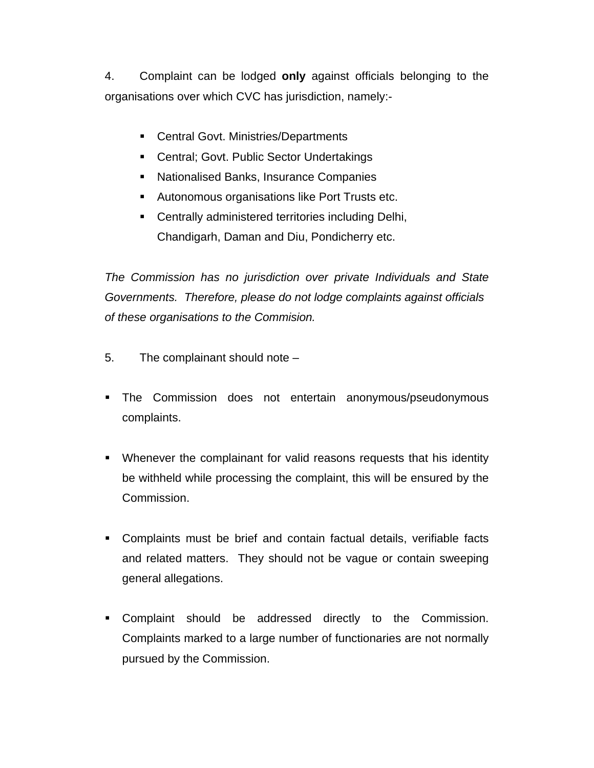4. Complaint can be lodged **only** against officials belonging to the organisations over which CVC has jurisdiction, namely:-

- Central Govt. Ministries/Departments
- Central; Govt. Public Sector Undertakings
- Nationalised Banks, Insurance Companies
- Autonomous organisations like Port Trusts etc.
- Centrally administered territories including Delhi, Chandigarh, Daman and Diu, Pondicherry etc.

*The Commission has no jurisdiction over private Individuals and State Governments. Therefore, please do not lodge complaints against officials of these organisations to the Commision.*

5. The complainant should note –

- The Commission does not entertain anonymous/pseudonymous complaints.

- Whenever the complainant for valid reasons requests that his identity be withheld while processing the complaint, this will be ensured by the Commission.

- Complaints must be brief and contain factual details, verifiable facts and related matters. They should not be vague or contain sweeping general allegations.

- Complaint should be addressed directly to the Commission. Complaints marked to a large number of functionaries are not normally pursued by the Commission.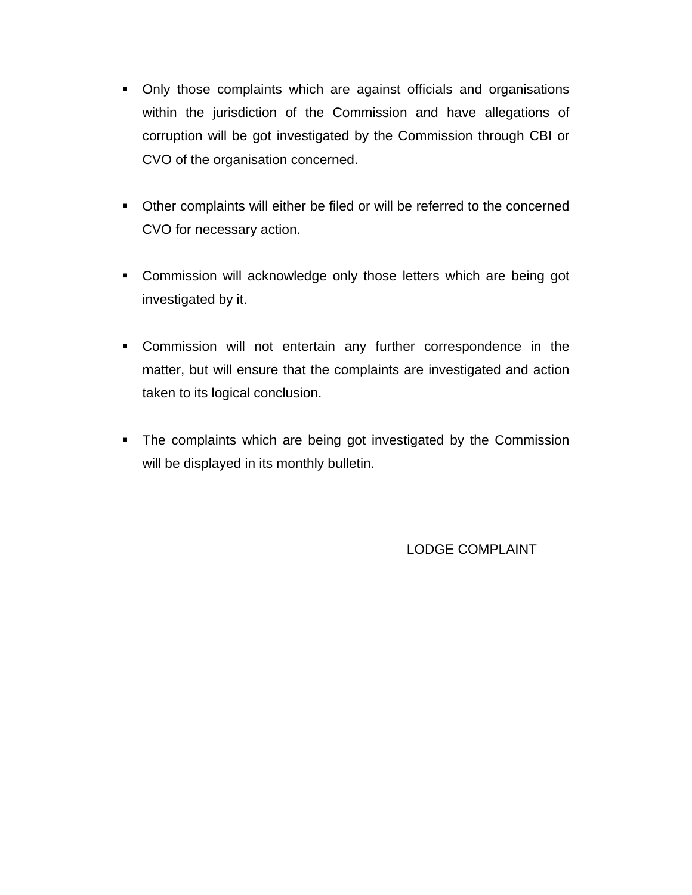- Only those complaints which are against officials and organisations within the jurisdiction of the Commission and have allegations of corruption will be got investigated by the Commission through CBI or CVO of the organisation concerned.

- Other complaints will either be filed or will be referred to the concerned CVO for necessary action.

- Commission will acknowledge only those letters which are being got investigated by it.

- Commission will not entertain any further correspondence in the matter, but will ensure that the complaints are investigated and action taken to its logical conclusion.

- The complaints which are being got investigated by the Commission will be displayed in its monthly bulletin.

LODGE COMPLAINT